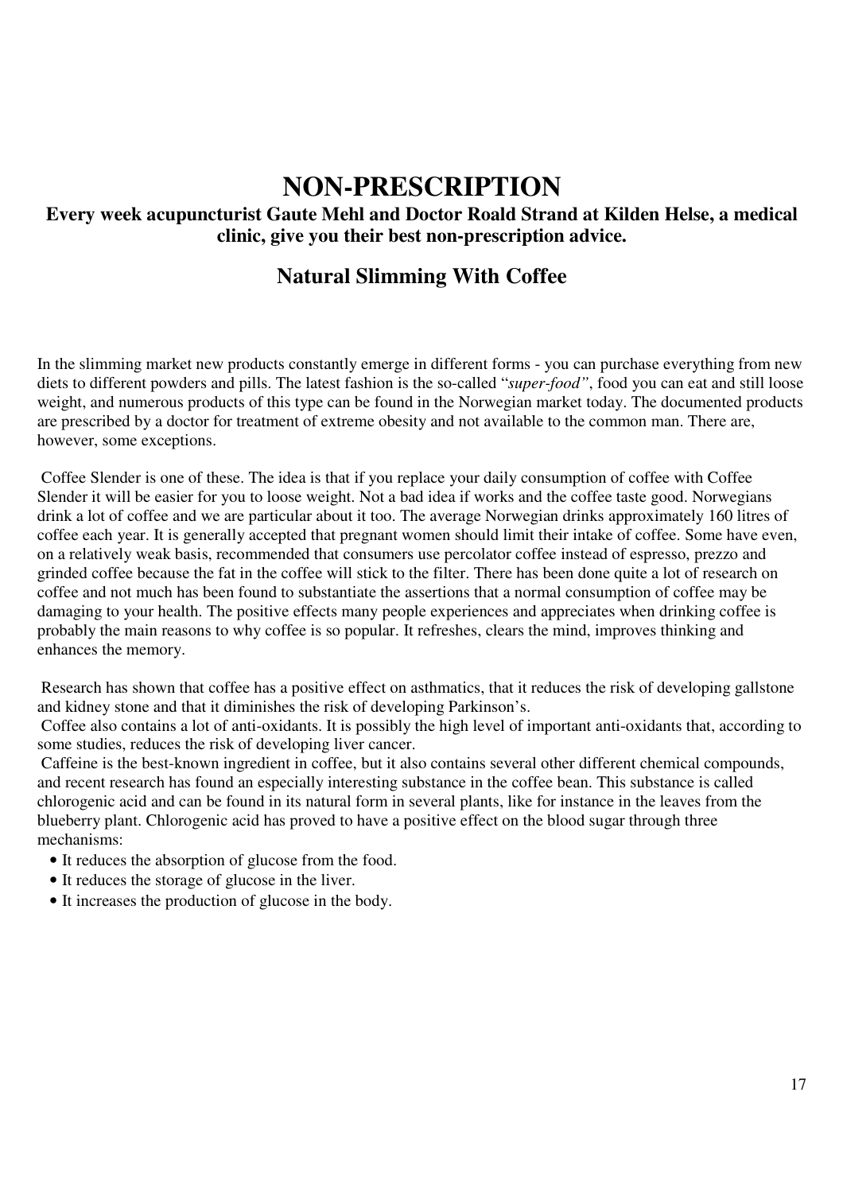# NON-PRESCRIPTION

### Every week acupuncturist Gaute Mehl and Doctor Roald Strand at Kilden Helse, a medical clinic, give you their best non-prescription advice.

## Natural Slimming With Coffee

In the slimming market new products constantly emerge in different forms - you can purchase everything from new diets to different powders and pills. The latest fashion is the so-called "*super-food"*, food you can eat and still loose weight, and numerous products of this type can be found in the Norwegian market today. The documented products are prescribed by a doctor for treatment of extreme obesity and not available to the common man. There are, however, some exceptions.

Coffee Slender is one of these. The idea is that if you replace your daily consumption of coffee with Coffee Slender it will be easier for you to loose weight. Not a bad idea if works and the coffee taste good. Norwegians drink a lot of coffee and we are particular about it too. The average Norwegian drinks approximately 160 litres of coffee each year. It is generally accepted that pregnant women should limit their intake of coffee. Some have even, on a relatively weak basis, recommended that consumers use percolator coffee instead of espresso, prezzo and grinded coffee because the fat in the coffee will stick to the filter. There has been done quite a lot of research on coffee and not much has been found to substantiate the assertions that a normal consumption of coffee may be damaging to your health. The positive effects many people experiences and appreciates when drinking coffee is probably the main reasons to why coffee is so popular. It refreshes, clears the mind, improves thinking and enhances the memory.

Research has shown that coffee has a positive effect on asthmatics, that it reduces the risk of developing gallstone and kidney stone and that it diminishes the risk of developing Parkinson's.

Coffee also contains a lot of anti-oxidants. It is possibly the high level of important anti-oxidants that, according to some studies, reduces the risk of developing liver cancer.

Caffeine is the best-known ingredient in coffee, but it also contains several other different chemical compounds, and recent research has found an especially interesting substance in the coffee bean. This substance is called chlorogenic acid and can be found in its natural form in several plants, like for instance in the leaves from the blueberry plant. Chlorogenic acid has proved to have a positive effect on the blood sugar through three mechanisms:

- It reduces the absorption of glucose from the food.
- It reduces the storage of glucose in the liver.
- It increases the production of glucose in the body.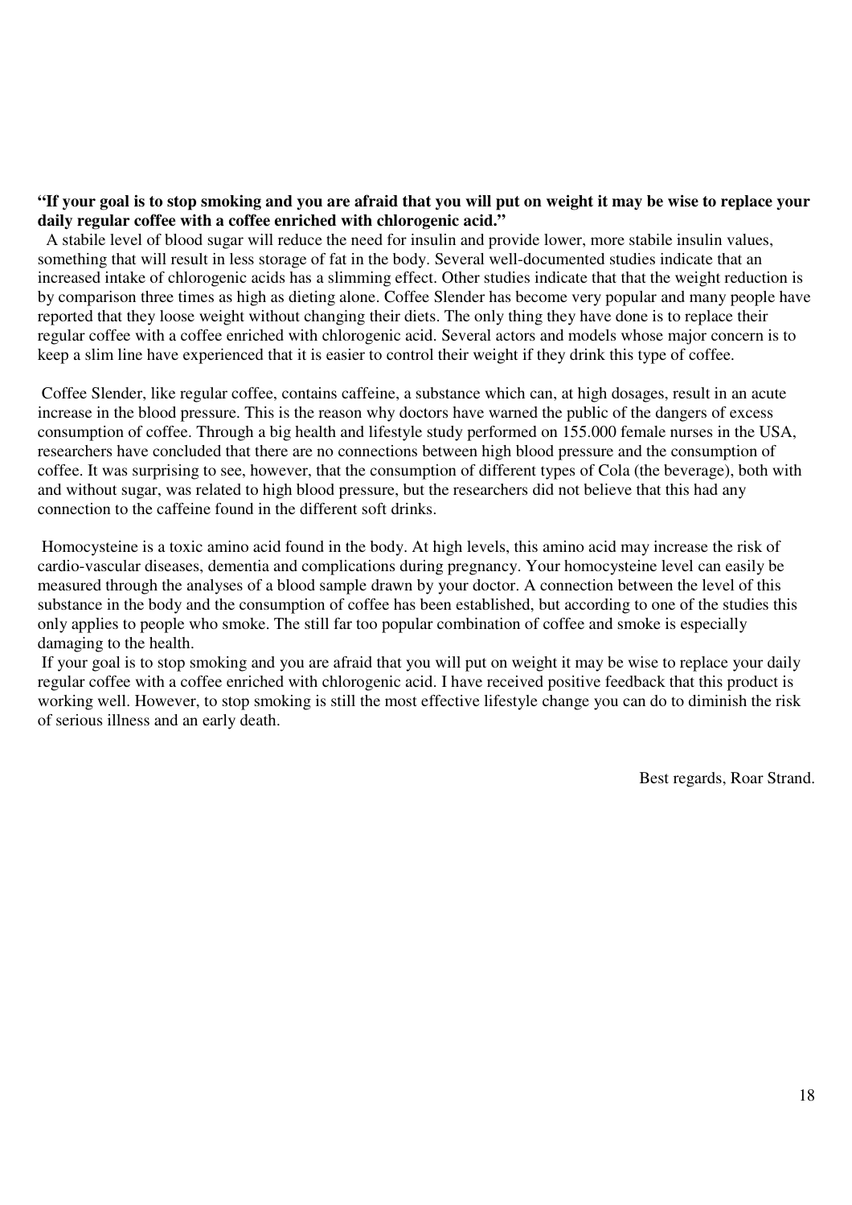**“If your goal is to stop smoking and you are afraid that you will put on weight it may be wise to replace your daily regular coffee with a coffee enriched with chlorogenic acid.”**

A stabile level of blood sugar will reduce the need for insulin and provide lower, more stabile insulin values, something that will result in less storage of fat in the body. Several well-documented studies indicate that an increased intake of chlorogenic acids has a slimming effect. Other studies indicate that that the weight reduction is by comparison three times as high as dieting alone. Coffee Slender has become very popular and many people have reported that they loose weight without changing their diets. The only thing they have done is to replace their regular coffee with a coffee enriched with chlorogenic acid. Several actors and models whose major concern is to keep a slim line have experienced that it is easier to control their weight if they drink this type of coffee.

Coffee Slender, like regular coffee, contains caffeine, a substance which can, at high dosages, result in an acute increase in the blood pressure. This is the reason why doctors have warned the public of the dangers of excess consumption of coffee. Through a big health and lifestyle study performed on 155.000 female nurses in the USA, researchers have concluded that there are no connections between high blood pressure and the consumption of coffee. It was surprising to see, however, that the consumption of different types of Cola (the beverage), both with and without sugar, was related to high blood pressure, but the researchers did not believe that this had any connection to the caffeine found in the different soft drinks.

Homocysteine is a toxic amino acid found in the body. At high levels, this amino acid may increase the risk of cardio-vascular diseases, dementia and complications during pregnancy. Your homocysteine level can easily be measured through the analyses of a blood sample drawn by your doctor. A connection between the level of this substance in the body and the consumption of coffee has been established, but according to one of the studies this only applies to people who smoke. The still far too popular combination of coffee and smoke is especially damaging to the health.

If your goal is to stop smoking and you are afraid that you will put on weight it may be wise to replace your daily regular coffee with a coffee enriched with chlorogenic acid. I have received positive feedback that this product is working well. However, to stop smoking is still the most effective lifestyle change you can do to diminish the risk of serious illness and an early death.

Best regards, Roar Strand.